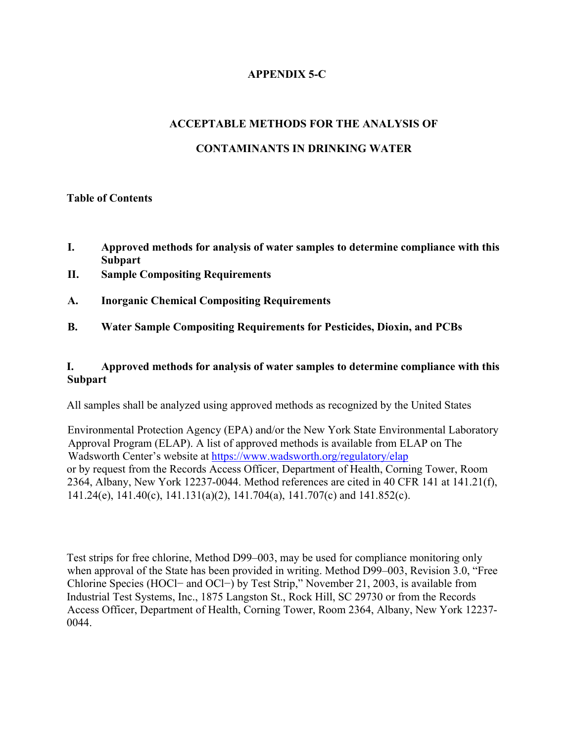# APPENDIX 5-C

## ACCEPTABLE METHODS FOR THE ANALYSIS OF CONTAMINANTS IN DRINKING WATER

**Table of Contents**

- **I. Approved methods for analysis of water samples to determine compliance with this Subpart**
- **II. Sample Compositing Requirements**
- **A. Inorganic Chemical Compositing Requirements**
- **B. Water Sample Compositing Requirements for Pesticides, Dioxin, and PCBs**

## I. Approved methods for analysis of water samples to determine compliance with this Subpart

All samples shall be analyzed using approved methods as recognized by the United States Environmental Protection Agency (EPA) and/or the New York State Environmental Laboratory Approval Program (ELAP). A list of approved methods is available from ELAP on The Wadsworth Center's website at [https://www.wadsworth.org/regulatory/elap](https://www.wadsworth.org/regulatory/elap) or by request from the Records Access Officer, Department of Health, Corning Tower, Room 2364, Albany, New York 12237-0044. Method references are cited in 40 CFR 141 at 141.21(f), 141.24(e), 141.40(c), 141.131(a)(2), 141.704(a), 141.707(c) and 141.852(c).

Test strips for free chlorine, Method D99–003, may be used for compliance monitoring only when approval of the State has been provided in writing. Method D99–003, Revision 3.0, "Free Chlorine Species ($HOCl^-$ and $OCl^-$) by Test Strip," November 21, 2003, is available from Industrial Test Systems, Inc., 1875 Langston St., Rock Hill, SC 29730 or from the Records Access Officer, Department of Health, Corning Tower, Room 2364, Albany, New York 12237-0044.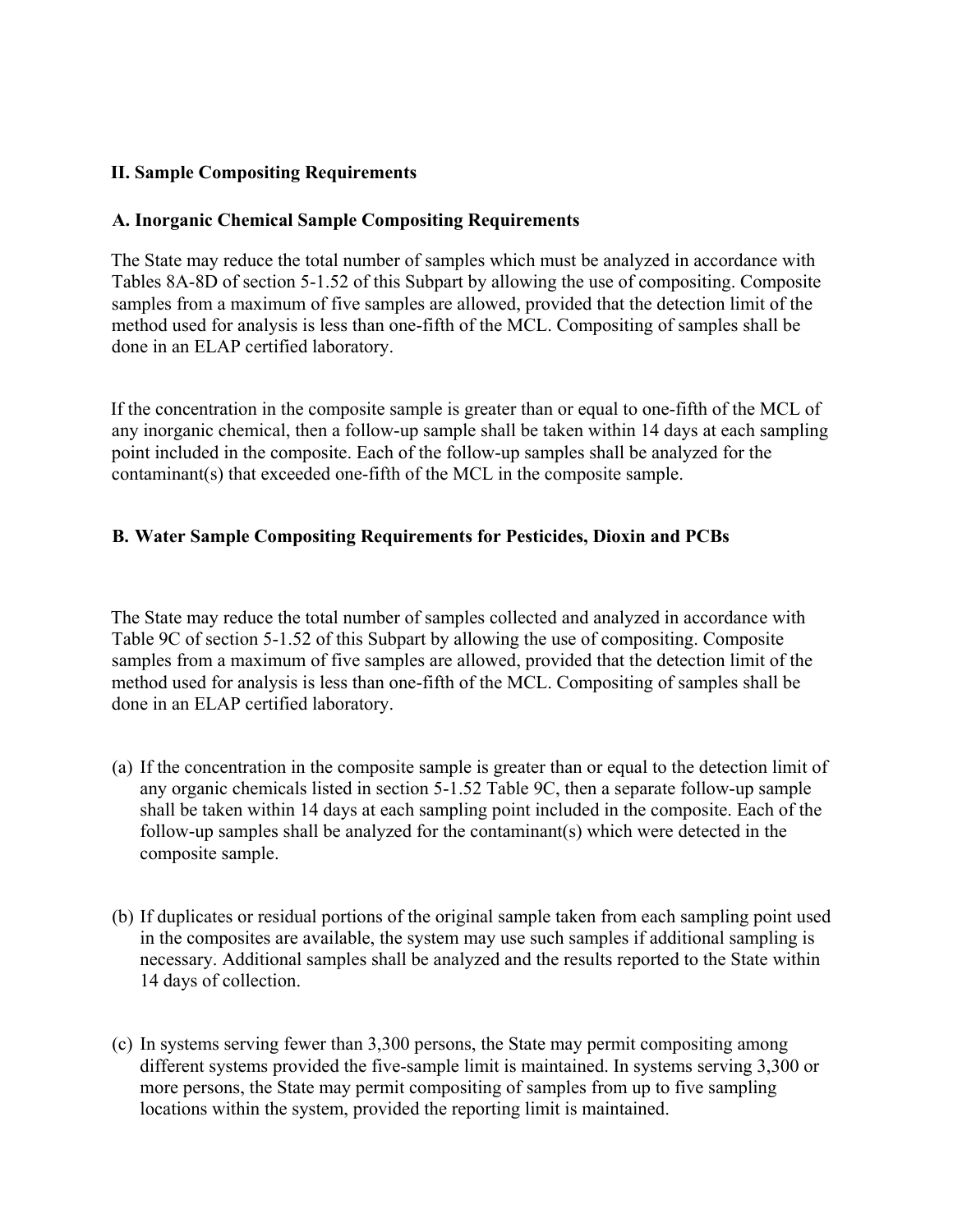## II. Sample Compositing Requirements

### A. Inorganic Chemical Sample Compositing Requirements

The State may reduce the total number of samples which must be analyzed in accordance with Tables 8A-8D of section 5-1.52 of this Subpart by allowing the use of compositing. Composite samples from a maximum of five samples are allowed, provided that the detection limit of the method used for analysis is less than one-fifth of the MCL. Compositing of samples shall be done in an ELAP certified laboratory.

If the concentration in the composite sample is greater than or equal to one-fifth of the MCL of any inorganic chemical, then a follow-up sample shall be taken within 14 days at each sampling point included in the composite. Each of the follow-up samples shall be analyzed for the contaminant(s) that exceeded one-fifth of the MCL in the composite sample.

### B. Water Sample Compositing Requirements for Pesticides, Dioxin and PCBs

The State may reduce the total number of samples collected and analyzed in accordance with Table 9C of section 5-1.52 of this Subpart by allowing the use of compositing. Composite samples from a maximum of five samples are allowed, provided that the detection limit of the method used for analysis is less than one-fifth of the MCL. Compositing of samples shall be done in an ELAP certified laboratory.

(a) If the concentration in the composite sample is greater than or equal to the detection limit of any organic chemicals listed in section 5-1.52 Table 9C, then a separate follow-up sample shall be taken within 14 days at each sampling point included in the composite. Each of the follow-up samples shall be analyzed for the contaminant(s) which were detected in the composite sample.

(b) If duplicates or residual portions of the original sample taken from each sampling point used in the composites are available, the system may use such samples if additional sampling is necessary. Additional samples shall be analyzed and the results reported to the State within 14 days of collection.

(c) In systems serving fewer than 3,300 persons, the State may permit compositing among different systems provided the five-sample limit is maintained. In systems serving 3,300 or more persons, the State may permit compositing of samples from up to five sampling locations within the system, provided the reporting limit is maintained.